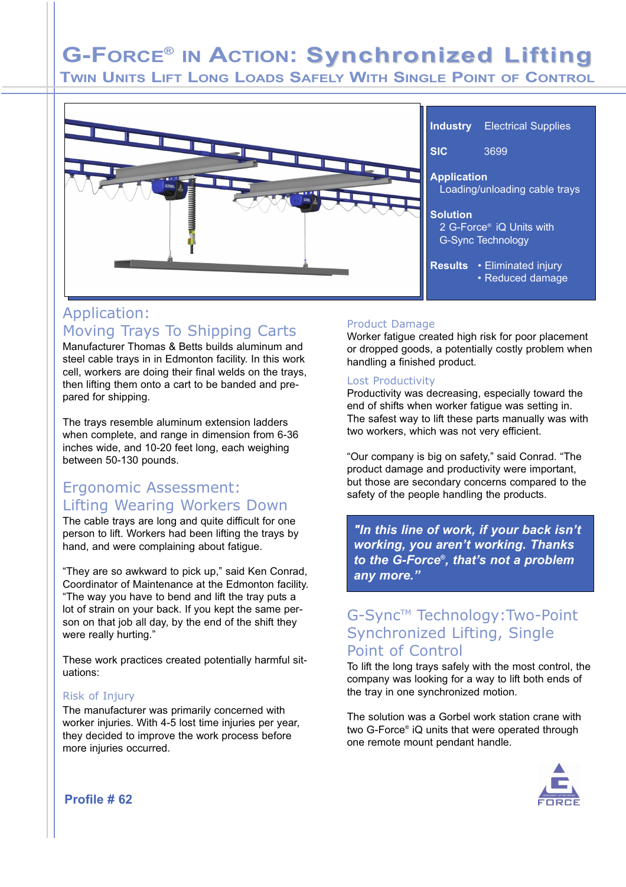# G-Force® in Action: Synchronized Lifting

## Twin Units Lift Long Loads Safely With Single Point of Control

**Industry** Electrical Supplies

**SIC** 3699

**Application**
Loading/unloading cable trays

**Solution**
2 G-Force® iQ Units with G-Sync Technology

**Results**
- Eliminated injury
- Reduced damage

## Application: Moving Trays To Shipping Carts

Manufacturer Thomas & Betts builds aluminum and steel cable trays in in Edmonton facility. In this work cell, workers are doing their final welds on the trays, then lifting them onto a cart to be banded and prepared for shipping.

The trays resemble aluminum extension ladders when complete, and range in dimension from 6-36 inches wide, and 10-20 feet long, each weighing between 50-130 pounds.

## Ergonomic Assessment: Lifting Wearing Workers Down

The cable trays are long and quite difficult for one person to lift. Workers had been lifting the trays by hand, and were complaining about fatigue.

"They are so awkward to pick up," said Ken Conrad, Coordinator of Maintenance at the Edmonton facility. "The way you have to bend and lift the tray puts a lot of strain on your back. If you kept the same person on that job all day, by the end of the shift they were really hurting."

These work practices created potentially harmful situations:

### Risk of Injury

The manufacturer was primarily concerned with worker injuries. With 4-5 lost time injuries per year, they decided to improve the work process before more injuries occurred.

### Product Damage

Worker fatigue created high risk for poor placement or dropped goods, a potentially costly problem when handling a finished product.

### Lost Productivity

Productivity was decreasing, especially toward the end of shifts when worker fatigue was setting in. The safest way to lift these parts manually was with two workers, which was not very efficient.

"Our company is big on safety," said Conrad. "The product damage and productivity were important, but those are secondary concerns compared to the safety of the people handling the products.

> ***"In this line of work, if your back isn't working, you aren't working. Thanks to the G-Force®, that's not a problem any more."***

## G-Sync™ Technology: Two-Point Synchronized Lifting, Single Point of Control

To lift the long trays safely with the most control, the company was looking for a way to lift both ends of the tray in one synchronized motion.

The solution was a Gorbel work station crane with two G-Force® iQ units that were operated through one remote mount pendant handle.

**Profile # 62**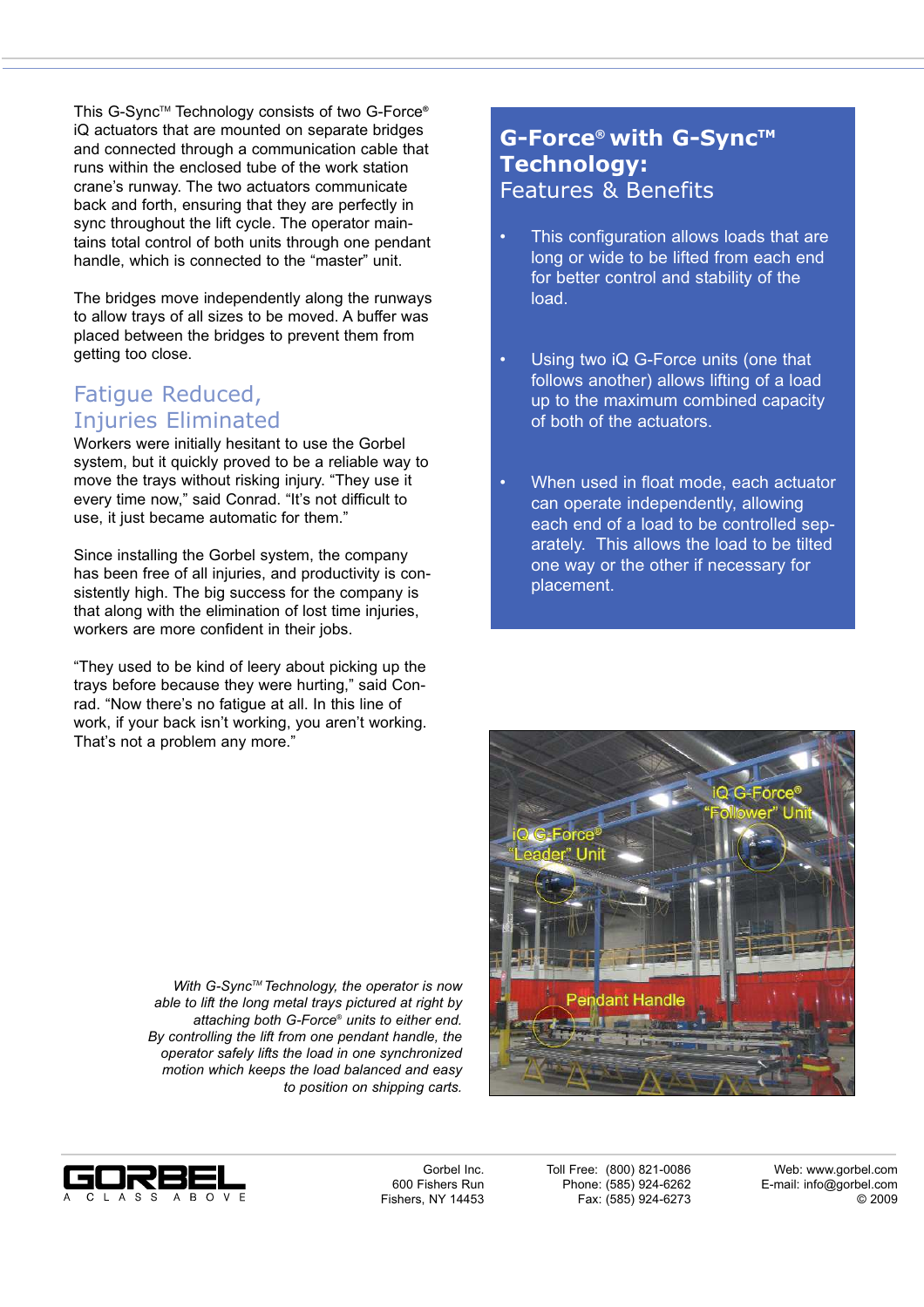This G-Sync™ Technology consists of two G-Force® iQ actuators that are mounted on separate bridges and connected through a communication cable that runs within the enclosed tube of the work station crane's runway. The two actuators communicate back and forth, ensuring that they are perfectly in sync throughout the lift cycle. The operator maintains total control of both units through one pendant handle, which is connected to the "master" unit.

The bridges move independently along the runways to allow trays of all sizes to be moved. A buffer was placed between the bridges to prevent them from getting too close.

## Fatigue Reduced, Injuries Eliminated

Workers were initially hesitant to use the Gorbel system, but it quickly proved to be a reliable way to move the trays without risking injury. "They use it every time now," said Conrad. "It's not difficult to use, it just became automatic for them."

Since installing the Gorbel system, the company has been free of all injuries, and productivity is consistently high. The big success for the company is that along with the elimination of lost time injuries, workers are more confident in their jobs.

"They used to be kind of leery about picking up the trays before because they were hurting," said Conrad. "Now there's no fatigue at all. In this line of work, if your back isn't working, you aren't working. That's not a problem any more."

## G-Force® with G-Sync™ Technology: Features & Benefits

- This configuration allows loads that are long or wide to be lifted from each end for better control and stability of the load.
- Using two iQ G-Force units (one that follows another) allows lifting of a load up to the maximum combined capacity of both of the actuators.
- When used in float mode, each actuator can operate independently, allowing each end of a load to be controlled separately. This allows the load to be tilted one way or the other if necessary for placement.

iQ G-Force® "Follower" Unit

iQ G-Force® "Leader" Unit

Pendant Handle

*With G-Sync™ Technology, the operator is now able to lift the long metal trays pictured at right by attaching both G-Force® units to either end. By controlling the lift from one pendant handle, the operator safely lifts the load in one synchronized motion which keeps the load balanced and easy to position on shipping carts.*

GORBEL
A CLASS ABOVE

Gorbel Inc.
600 Fishers Run
Fishers, NY 14453

Toll Free: (800) 821-0086
Phone: (585) 924-6262
Fax: (585) 924-6273

Web: www.gorbel.com
E-mail: info@gorbel.com
© 2009